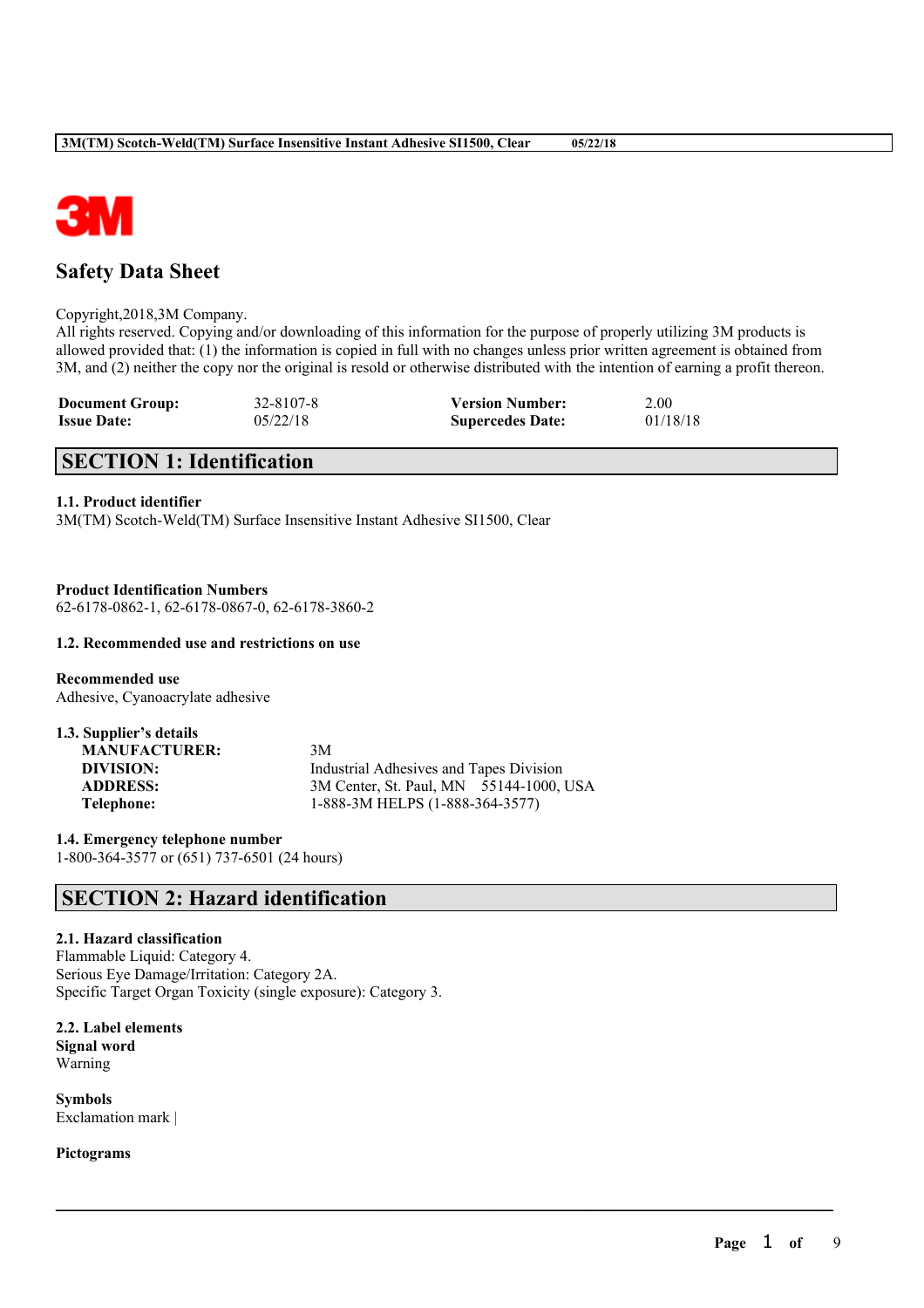# Safety Data Sheet

Copyright,2018,3M Company.
All rights reserved. Copying and/or downloading of this information for the purpose of properly utilizing 3M products is allowed provided that: (1) the information is copied in full with no changes unless prior written agreement is obtained from 3M, and (2) neither the copy nor the original is resold or otherwise distributed with the intention of earning a profit thereon.

| | | | |
|---|---|---|---|
| **Document Group:** | 32-8107-8 | **Version Number:** | 2.00 |
| **Issue Date:** | 05/22/18 | **Supercedes Date:** | 01/18/18 |

## SECTION 1: Identification

### 1.1. Product identifier
3M(TM) Scotch-Weld(TM) Surface Insensitive Instant Adhesive SI1500, Clear

**Product Identification Numbers**
62-6178-0862-1, 62-6178-0867-0, 62-6178-3860-2

### 1.2. Recommended use and restrictions on use

**Recommended use**
Adhesive, Cyanoacrylate adhesive

### 1.3. Supplier's details

| | |
|---|---|
| **MANUFACTURER:** | 3M |
| **DIVISION:** | Industrial Adhesives and Tapes Division |
| **ADDRESS:** | 3M Center, St. Paul, MN 55144-1000, USA |
| **Telephone:** | 1-888-3M HELPS (1-888-364-3577) |

### 1.4. Emergency telephone number
1-800-364-3577 or (651) 737-6501 (24 hours)

## SECTION 2: Hazard identification

### 2.1. Hazard classification
Flammable Liquid: Category 4.
Serious Eye Damage/Irritation: Category 2A.
Specific Target Organ Toxicity (single exposure): Category 3.

### 2.2. Label elements
**Signal word**
Warning

**Symbols**
Exclamation mark |

**Pictograms**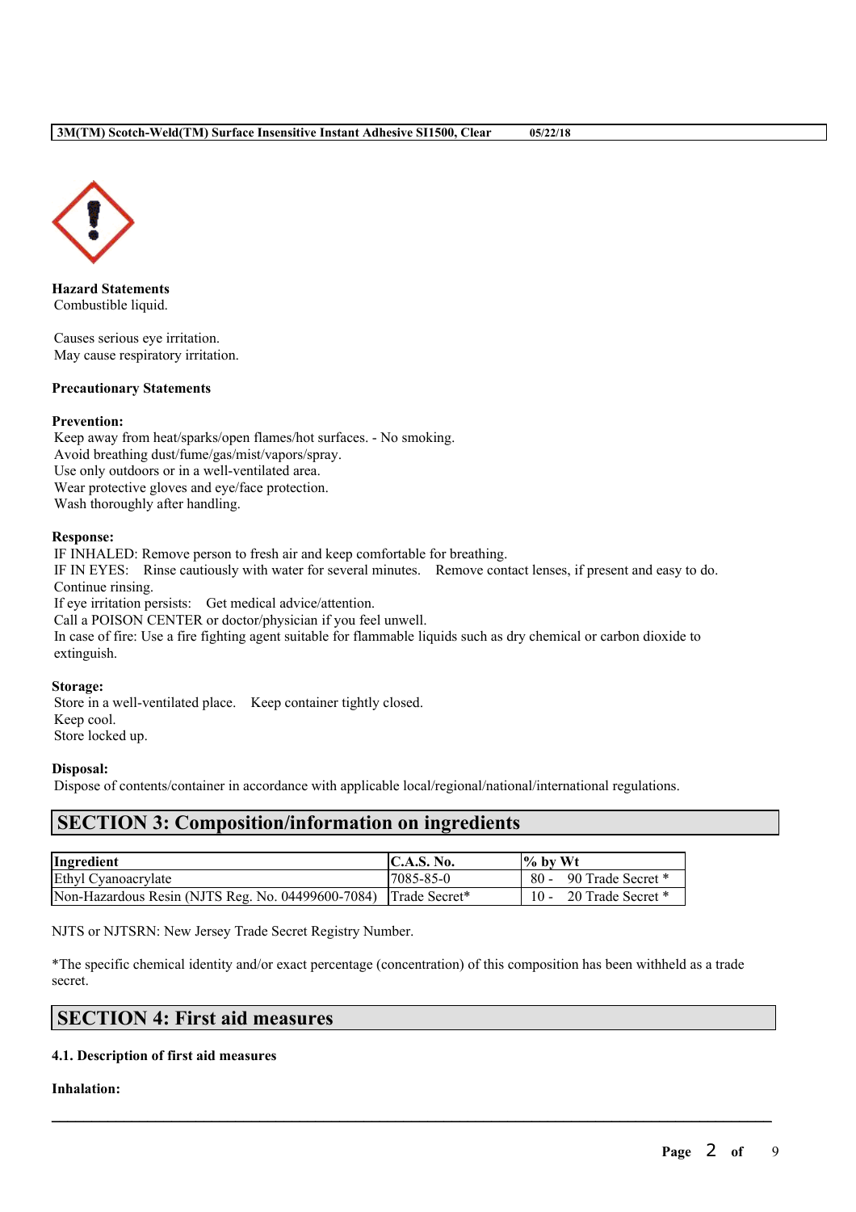**Hazard Statements**
Combustible liquid.

Causes serious eye irritation.
May cause respiratory irritation.

**Precautionary Statements**

**Prevention:**
Keep away from heat/sparks/open flames/hot surfaces. - No smoking.
Avoid breathing dust/fume/gas/mist/vapors/spray.
Use only outdoors or in a well-ventilated area.
Wear protective gloves and eye/face protection.
Wash thoroughly after handling.

**Response:**
IF INHALED: Remove person to fresh air and keep comfortable for breathing.
IF IN EYES: Rinse cautiously with water for several minutes. Remove contact lenses, if present and easy to do. Continue rinsing.
If eye irritation persists: Get medical advice/attention.
Call a POISON CENTER or doctor/physician if you feel unwell.
In case of fire: Use a fire fighting agent suitable for flammable liquids such as dry chemical or carbon dioxide to extinguish.

**Storage:**
Store in a well-ventilated place. Keep container tightly closed.
Keep cool.
Store locked up.

**Disposal:**
Dispose of contents/container in accordance with applicable local/regional/national/international regulations.

## SECTION 3: Composition/information on ingredients

| Ingredient | C.A.S. No. | % by Wt |
|---|---|---|
| Ethyl Cyanoacrylate | 7085-85-0 | 80 - 90 Trade Secret * |
| Non-Hazardous Resin (NJTS Reg. No. 04499600-7084) | Trade Secret* | 10 - 20 Trade Secret * |

NJTS or NJTSRN: New Jersey Trade Secret Registry Number.

*The specific chemical identity and/or exact percentage (concentration) of this composition has been withheld as a trade secret.

## SECTION 4: First aid measures

**4.1. Description of first aid measures**

**Inhalation:**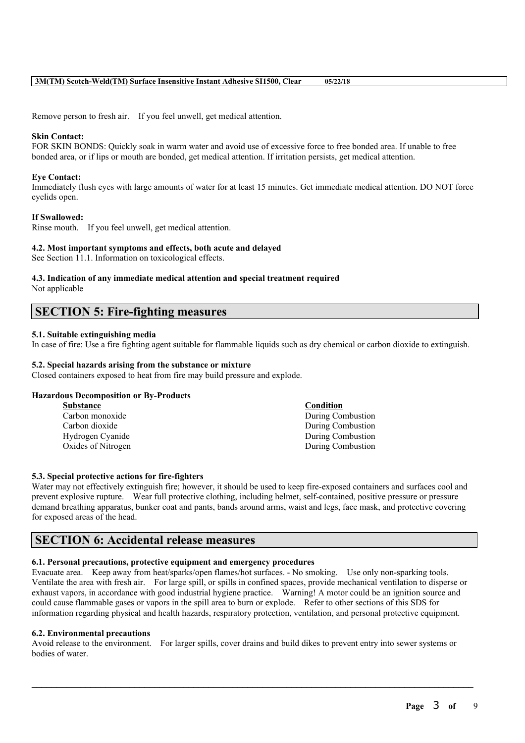Remove person to fresh air. If you feel unwell, get medical attention.

**Skin Contact:**
FOR SKIN BONDS: Quickly soak in warm water and avoid use of excessive force to free bonded area. If unable to free bonded area, or if lips or mouth are bonded, get medical attention. If irritation persists, get medical attention.

**Eye Contact:**
Immediately flush eyes with large amounts of water for at least 15 minutes. Get immediate medical attention. DO NOT force eyelids open.

**If Swallowed:**
Rinse mouth. If you feel unwell, get medical attention.

**4.2. Most important symptoms and effects, both acute and delayed**
See Section 11.1. Information on toxicological effects.

**4.3. Indication of any immediate medical attention and special treatment required**
Not applicable

# SECTION 5: Fire-fighting measures

**5.1. Suitable extinguishing media**
In case of fire: Use a fire fighting agent suitable for flammable liquids such as dry chemical or carbon dioxide to extinguish.

**5.2. Special hazards arising from the substance or mixture**
Closed containers exposed to heat from fire may build pressure and explode.

**Hazardous Decomposition or By-Products**

| Substance | Condition |
| --- | --- |
| Carbon monoxide | During Combustion |
| Carbon dioxide | During Combustion |
| Hydrogen Cyanide | During Combustion |
| Oxides of Nitrogen | During Combustion |

**5.3. Special protective actions for fire-fighters**
Water may not effectively extinguish fire; however, it should be used to keep fire-exposed containers and surfaces cool and prevent explosive rupture. Wear full protective clothing, including helmet, self-contained, positive pressure or pressure demand breathing apparatus, bunker coat and pants, bands around arms, waist and legs, face mask, and protective covering for exposed areas of the head.

# SECTION 6: Accidental release measures

**6.1. Personal precautions, protective equipment and emergency procedures**
Evacuate area. Keep away from heat/sparks/open flames/hot surfaces. - No smoking. Use only non-sparking tools. Ventilate the area with fresh air. For large spill, or spills in confined spaces, provide mechanical ventilation to disperse or exhaust vapors, in accordance with good industrial hygiene practice. Warning! A motor could be an ignition source and could cause flammable gases or vapors in the spill area to burn or explode. Refer to other sections of this SDS for information regarding physical and health hazards, respiratory protection, ventilation, and personal protective equipment.

**6.2. Environmental precautions**
Avoid release to the environment. For larger spills, cover drains and build dikes to prevent entry into sewer systems or bodies of water.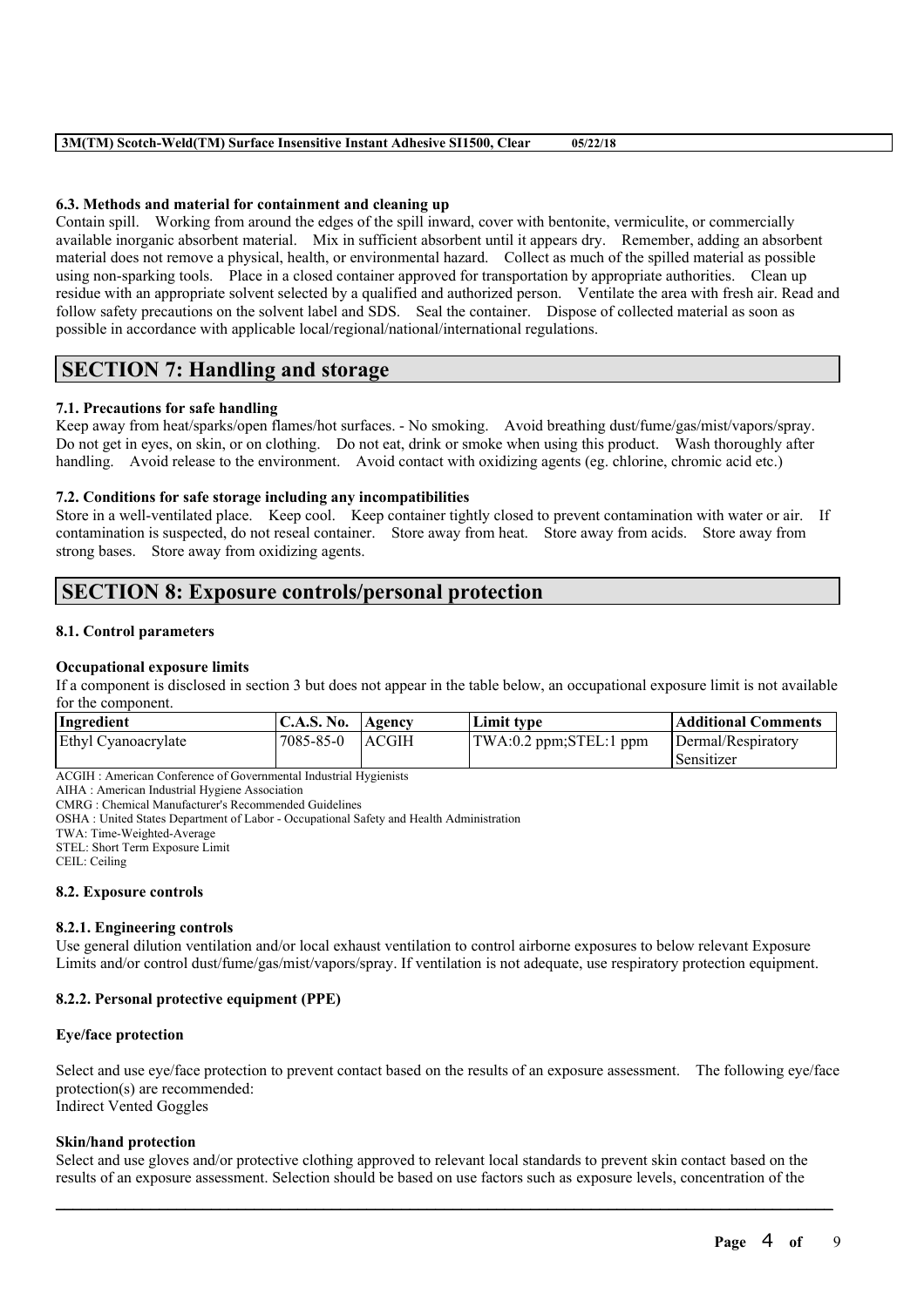### 6.3. Methods and material for containment and cleaning up

Contain spill. Working from around the edges of the spill inward, cover with bentonite, vermiculite, or commercially available inorganic absorbent material. Mix in sufficient absorbent until it appears dry. Remember, adding an absorbent material does not remove a physical, health, or environmental hazard. Collect as much of the spilled material as possible using non-sparking tools. Place in a closed container approved for transportation by appropriate authorities. Clean up residue with an appropriate solvent selected by a qualified and authorized person. Ventilate the area with fresh air. Read and follow safety precautions on the solvent label and SDS. Seal the container. Dispose of collected material as soon as possible in accordance with applicable local/regional/national/international regulations.

## SECTION 7: Handling and storage

### 7.1. Precautions for safe handling

Keep away from heat/sparks/open flames/hot surfaces. - No smoking. Avoid breathing dust/fume/gas/mist/vapors/spray. Do not get in eyes, on skin, or on clothing. Do not eat, drink or smoke when using this product. Wash thoroughly after handling. Avoid release to the environment. Avoid contact with oxidizing agents (eg. chlorine, chromic acid etc.)

### 7.2. Conditions for safe storage including any incompatibilities

Store in a well-ventilated place. Keep cool. Keep container tightly closed to prevent contamination with water or air. If contamination is suspected, do not reseal container. Store away from heat. Store away from acids. Store away from strong bases. Store away from oxidizing agents.

## SECTION 8: Exposure controls/personal protection

### 8.1. Control parameters

#### Occupational exposure limits

If a component is disclosed in section 3 but does not appear in the table below, an occupational exposure limit is not available for the component.

| Ingredient | C.A.S. No. | Agency | Limit type | Additional Comments |
|---|---|---|---|---|
| Ethyl Cyanoacrylate | 7085-85-0 | ACGIH | TWA:0.2 ppm;STEL:1 ppm | Dermal/Respiratory Sensitizer |

ACGIH : American Conference of Governmental Industrial Hygienists
AIHA : American Industrial Hygiene Association
CMRG : Chemical Manufacturer's Recommended Guidelines
OSHA : United States Department of Labor - Occupational Safety and Health Administration
TWA: Time-Weighted-Average
STEL: Short Term Exposure Limit
CEIL: Ceiling

### 8.2. Exposure controls

#### 8.2.1. Engineering controls

Use general dilution ventilation and/or local exhaust ventilation to control airborne exposures to below relevant Exposure Limits and/or control dust/fume/gas/mist/vapors/spray. If ventilation is not adequate, use respiratory protection equipment.

#### 8.2.2. Personal protective equipment (PPE)

**Eye/face protection**

Select and use eye/face protection to prevent contact based on the results of an exposure assessment. The following eye/face protection(s) are recommended:
Indirect Vented Goggles

**Skin/hand protection**

Select and use gloves and/or protective clothing approved to relevant local standards to prevent skin contact based on the results of an exposure assessment. Selection should be based on use factors such as exposure levels, concentration of the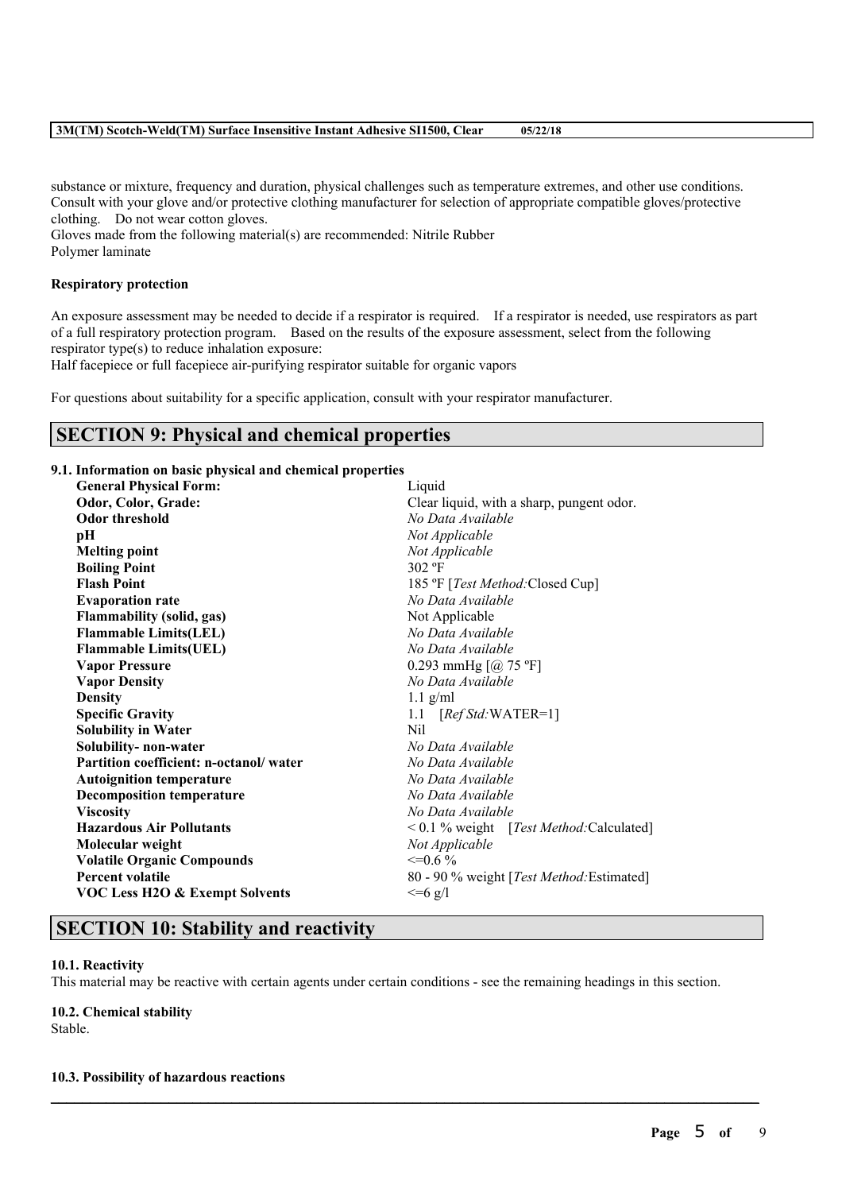substance or mixture, frequency and duration, physical challenges such as temperature extremes, and other use conditions. Consult with your glove and/or protective clothing manufacturer for selection of appropriate compatible gloves/protective clothing. Do not wear cotton gloves.
Gloves made from the following material(s) are recommended: Nitrile Rubber
Polymer laminate

**Respiratory protection**

An exposure assessment may be needed to decide if a respirator is required. If a respirator is needed, use respirators as part of a full respiratory protection program. Based on the results of the exposure assessment, select from the following respirator type(s) to reduce inhalation exposure:
Half facepiece or full facepiece air-purifying respirator suitable for organic vapors

For questions about suitability for a specific application, consult with your respirator manufacturer.

## SECTION 9: Physical and chemical properties

**9.1. Information on basic physical and chemical properties**

| | |
|---|---|
| **General Physical Form:** | Liquid |
| **Odor, Color, Grade:** | Clear liquid, with a sharp, pungent odor. |
| **Odor threshold** | *No Data Available* |
| **pH** | *Not Applicable* |
| **Melting point** | *Not Applicable* |
| **Boiling Point** | 302 ºF |
| **Flash Point** | 185 ºF [*Test Method:*Closed Cup] |
| **Evaporation rate** | *No Data Available* |
| **Flammability (solid, gas)** | Not Applicable |
| **Flammable Limits(LEL)** | *No Data Available* |
| **Flammable Limits(UEL)** | *No Data Available* |
| **Vapor Pressure** | 0.293 mmHg [@ 75 ºF] |
| **Vapor Density** | *No Data Available* |
| **Density** | 1.1 g/ml |
| **Specific Gravity** | 1.1 [*Ref Std:*WATER=1] |
| **Solubility in Water** | Nil |
| **Solubility- non-water** | *No Data Available* |
| **Partition coefficient: n-octanol/ water** | *No Data Available* |
| **Autoignition temperature** | *No Data Available* |
| **Decomposition temperature** | *No Data Available* |
| **Viscosity** | *No Data Available* |
| **Hazardous Air Pollutants** | < 0.1 % weight [*Test Method:*Calculated] |
| **Molecular weight** | *Not Applicable* |
| **Volatile Organic Compounds** | <=0.6 % |
| **Percent volatile** | 80 - 90 % weight [*Test Method:*Estimated] |
| **VOC Less H2O & Exempt Solvents** | <=6 g/l |

## SECTION 10: Stability and reactivity

**10.1. Reactivity**

This material may be reactive with certain agents under certain conditions - see the remaining headings in this section.

**10.2. Chemical stability**

Stable.

**10.3. Possibility of hazardous reactions**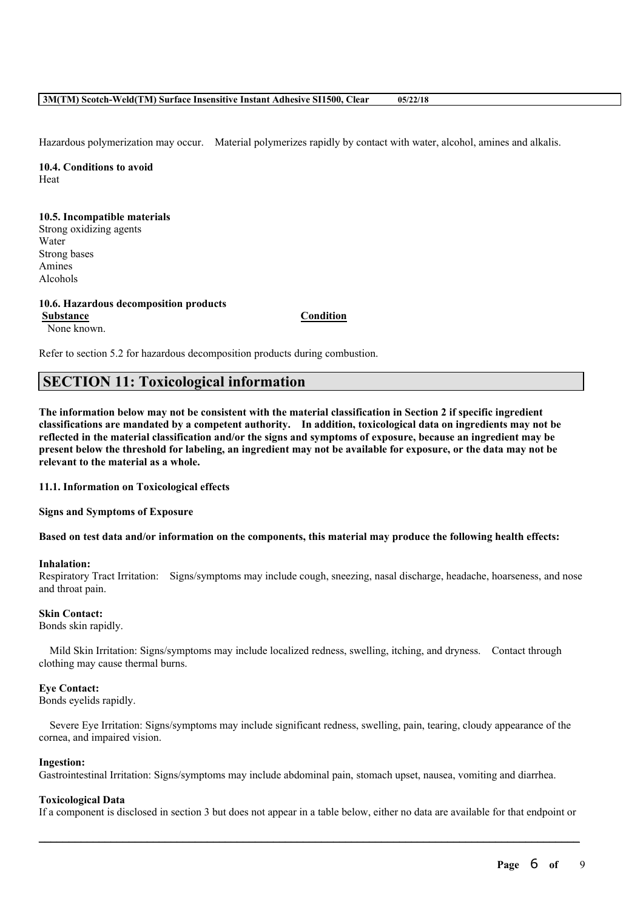Hazardous polymerization may occur. Material polymerizes rapidly by contact with water, alcohol, amines and alkalis.

**10.4. Conditions to avoid**
Heat

**10.5. Incompatible materials**
Strong oxidizing agents
Water
Strong bases
Amines
Alcohols

**10.6. Hazardous decomposition products**

| Substance | Condition |
|---|---|
| None known. | |

Refer to section 5.2 for hazardous decomposition products during combustion.

## SECTION 11: Toxicological information

**The information below may not be consistent with the material classification in Section 2 if specific ingredient classifications are mandated by a competent authority. In addition, toxicological data on ingredients may not be reflected in the material classification and/or the signs and symptoms of exposure, because an ingredient may be present below the threshold for labeling, an ingredient may not be available for exposure, or the data may not be relevant to the material as a whole.**

**11.1. Information on Toxicological effects**

**Signs and Symptoms of Exposure**

**Based on test data and/or information on the components, this material may produce the following health effects:**

**Inhalation:**
Respiratory Tract Irritation: Signs/symptoms may include cough, sneezing, nasal discharge, headache, hoarseness, and nose and throat pain.

**Skin Contact:**
Bonds skin rapidly.

Mild Skin Irritation: Signs/symptoms may include localized redness, swelling, itching, and dryness. Contact through clothing may cause thermal burns.

**Eye Contact:**
Bonds eyelids rapidly.

Severe Eye Irritation: Signs/symptoms may include significant redness, swelling, pain, tearing, cloudy appearance of the cornea, and impaired vision.

**Ingestion:**
Gastrointestinal Irritation: Signs/symptoms may include abdominal pain, stomach upset, nausea, vomiting and diarrhea.

**Toxicological Data**
If a component is disclosed in section 3 but does not appear in a table below, either no data are available for that endpoint or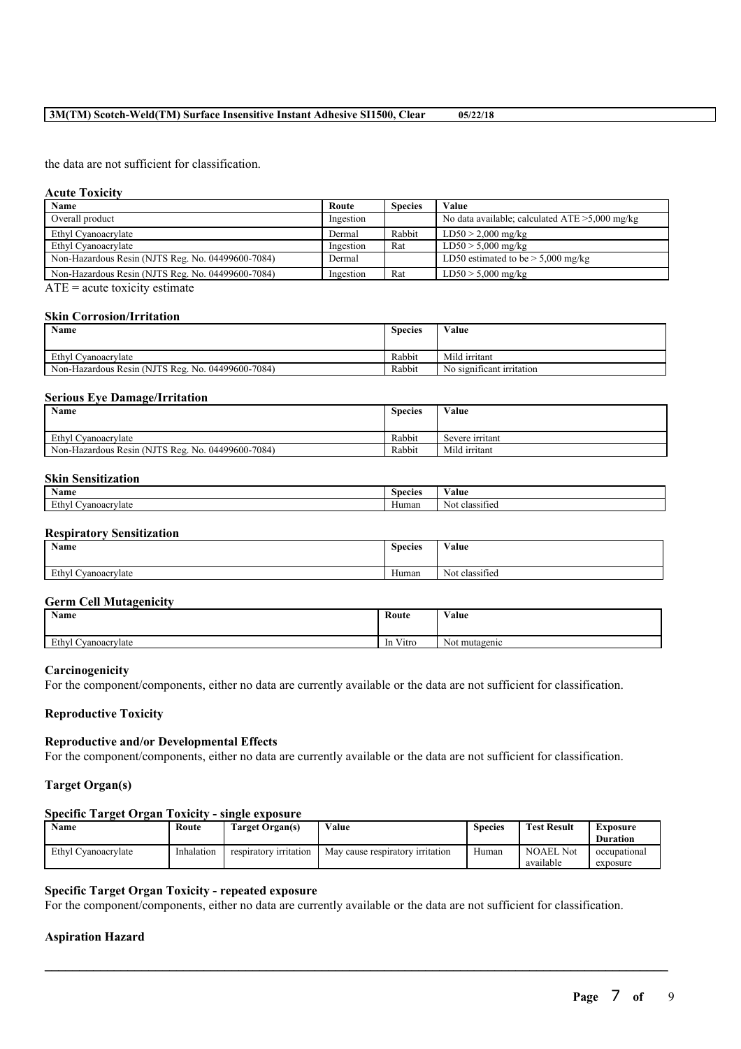the data are not sufficient for classification.

**Acute Toxicity**

| Name | Route | Species | Value |
|---|---|---|---|
| Overall product | Ingestion | | No data available; calculated ATE >5,000 mg/kg |
| Ethyl Cyanoacrylate | Dermal | Rabbit | LD50 > 2,000 mg/kg |
| Ethyl Cyanoacrylate | Ingestion | Rat | LD50 > 5,000 mg/kg |
| Non-Hazardous Resin (NJTS Reg. No. 04499600-7084) | Dermal | | LD50 estimated to be > 5,000 mg/kg |
| Non-Hazardous Resin (NJTS Reg. No. 04499600-7084) | Ingestion | Rat | LD50 > 5,000 mg/kg |

ATE = acute toxicity estimate

**Skin Corrosion/Irritation**

| Name | Species | Value |
|---|---|---|
| Ethyl Cyanoacrylate | Rabbit | Mild irritant |
| Non-Hazardous Resin (NJTS Reg. No. 04499600-7084) | Rabbit | No significant irritation |

**Serious Eye Damage/Irritation**

| Name | Species | Value |
|---|---|---|
| Ethyl Cyanoacrylate | Rabbit | Severe irritant |
| Non-Hazardous Resin (NJTS Reg. No. 04499600-7084) | Rabbit | Mild irritant |

**Skin Sensitization**

| Name | Species | Value |
|---|---|---|
| Ethyl Cyanoacrylate | Human | Not classified |

**Respiratory Sensitization**

| Name | Species | Value |
|---|---|---|
| Ethyl Cyanoacrylate | Human | Not classified |

**Germ Cell Mutagenicity**

| Name | Route | Value |
|---|---|---|
| Ethyl Cyanoacrylate | In Vitro | Not mutagenic |

**Carcinogenicity**

For the component/components, either no data are currently available or the data are not sufficient for classification.

**Reproductive Toxicity**

**Reproductive and/or Developmental Effects**

For the component/components, either no data are currently available or the data are not sufficient for classification.

**Target Organ(s)**

**Specific Target Organ Toxicity - single exposure**

| Name | Route | Target Organ(s) | Value | Species | Test Result | Exposure Duration |
|---|---|---|---|---|---|---|
| Ethyl Cyanoacrylate | Inhalation | respiratory irritation | May cause respiratory irritation | Human | NOAEL Not available | occupational exposure |

**Specific Target Organ Toxicity - repeated exposure**

For the component/components, either no data are currently available or the data are not sufficient for classification.

**Aspiration Hazard**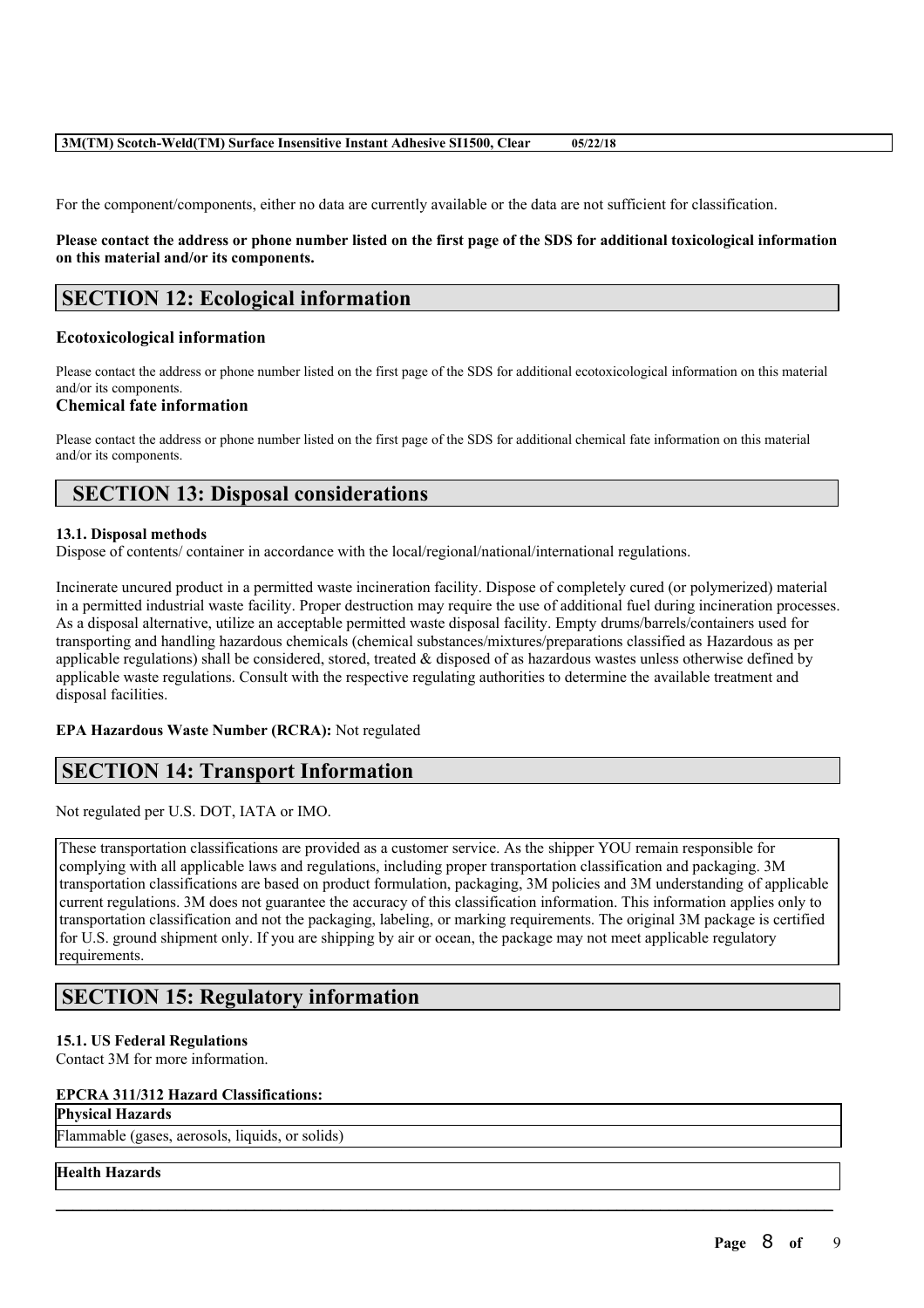For the component/components, either no data are currently available or the data are not sufficient for classification.

**Please contact the address or phone number listed on the first page of the SDS for additional toxicological information on this material and/or its components.**

## SECTION 12: Ecological information

### Ecotoxicological information

Please contact the address or phone number listed on the first page of the SDS for additional ecotoxicological information on this material and/or its components.

### Chemical fate information

Please contact the address or phone number listed on the first page of the SDS for additional chemical fate information on this material and/or its components.

## SECTION 13: Disposal considerations

### 13.1. Disposal methods

Dispose of contents/ container in accordance with the local/regional/national/international regulations.

Incinerate uncured product in a permitted waste incineration facility. Dispose of completely cured (or polymerized) material in a permitted industrial waste facility. Proper destruction may require the use of additional fuel during incineration processes. As a disposal alternative, utilize an acceptable permitted waste disposal facility. Empty drums/barrels/containers used for transporting and handling hazardous chemicals (chemical substances/mixtures/preparations classified as Hazardous as per applicable regulations) shall be considered, stored, treated & disposed of as hazardous wastes unless otherwise defined by applicable waste regulations. Consult with the respective regulating authorities to determine the available treatment and disposal facilities.

**EPA Hazardous Waste Number (RCRA):** Not regulated

## SECTION 14: Transport Information

Not regulated per U.S. DOT, IATA or IMO.

These transportation classifications are provided as a customer service. As the shipper YOU remain responsible for complying with all applicable laws and regulations, including proper transportation classification and packaging. 3M transportation classifications are based on product formulation, packaging, 3M policies and 3M understanding of applicable current regulations. 3M does not guarantee the accuracy of this classification information. This information applies only to transportation classification and not the packaging, labeling, or marking requirements. The original 3M package is certified for U.S. ground shipment only. If you are shipping by air or ocean, the package may not meet applicable regulatory requirements.

## SECTION 15: Regulatory information

### 15.1. US Federal Regulations

Contact 3M for more information.

**EPCRA 311/312 Hazard Classifications:**

| **Physical Hazards** |
| --- |
| Flammable (gases, aerosols, liquids, or solids) |

| **Health Hazards** |
| --- |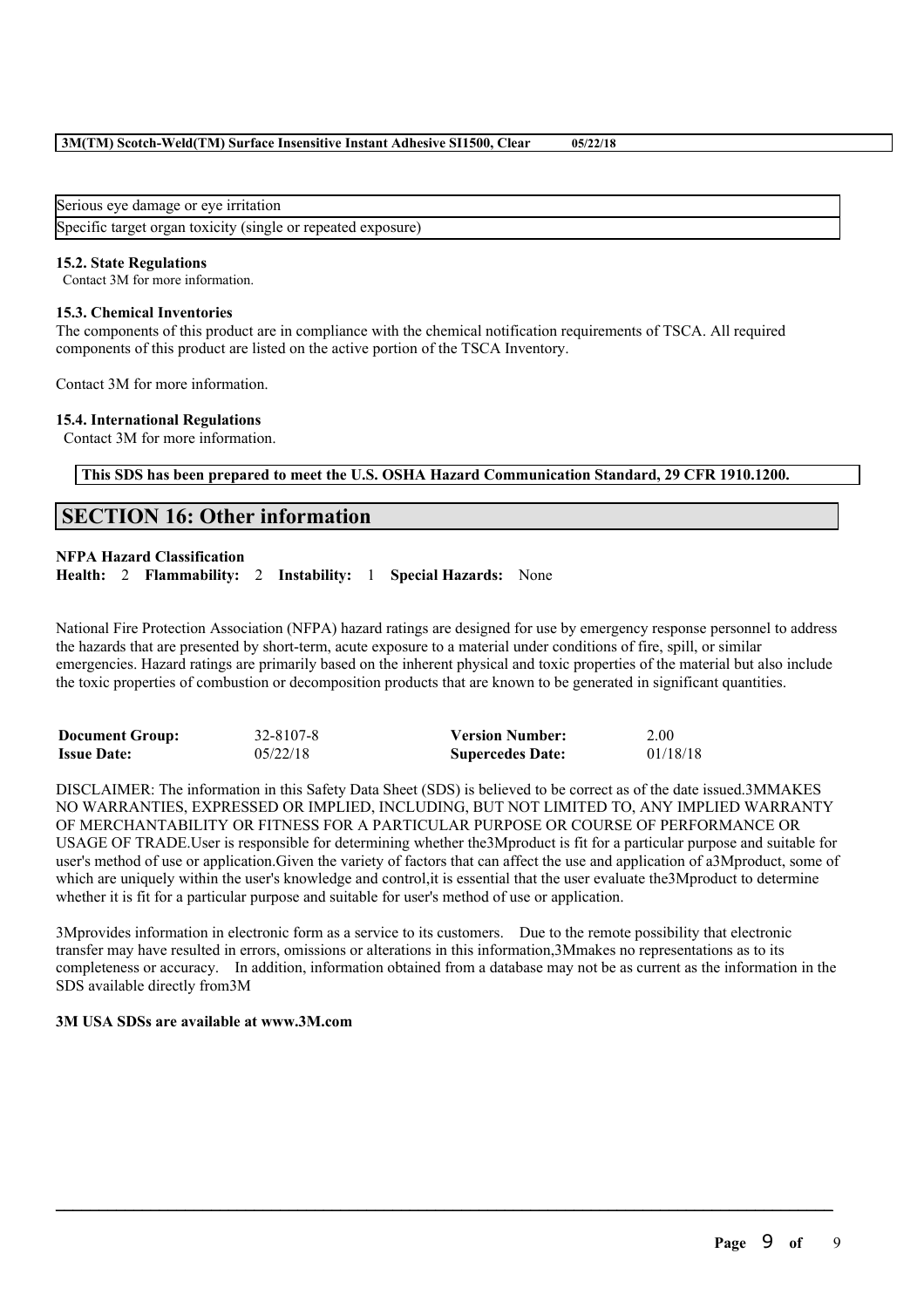| |
|---|
| Serious eye damage or eye irritation |
| Specific target organ toxicity (single or repeated exposure) |

**15.2. State Regulations**

Contact 3M for more information.

**15.3. Chemical Inventories**

The components of this product are in compliance with the chemical notification requirements of TSCA. All required components of this product are listed on the active portion of the TSCA Inventory.

Contact 3M for more information.

**15.4. International Regulations**

Contact 3M for more information.

**This SDS has been prepared to meet the U.S. OSHA Hazard Communication Standard, 29 CFR 1910.1200.**

## SECTION 16: Other information

**NFPA Hazard Classification**

**Health:** 2 **Flammability:** 2 **Instability:** 1 **Special Hazards:** None

National Fire Protection Association (NFPA) hazard ratings are designed for use by emergency response personnel to address the hazards that are presented by short-term, acute exposure to a material under conditions of fire, spill, or similar emergencies. Hazard ratings are primarily based on the inherent physical and toxic properties of the material but also include the toxic properties of combustion or decomposition products that are known to be generated in significant quantities.

| | | | |
|---|---|---|---|
| **Document Group:** | 32-8107-8 | **Version Number:** | 2.00 |
| **Issue Date:** | 05/22/18 | **Supercedes Date:** | 01/18/18 |

DISCLAIMER: The information in this Safety Data Sheet (SDS) is believed to be correct as of the date issued.3MMAKES NO WARRANTIES, EXPRESSED OR IMPLIED, INCLUDING, BUT NOT LIMITED TO, ANY IMPLIED WARRANTY OF MERCHANTABILITY OR FITNESS FOR A PARTICULAR PURPOSE OR COURSE OF PERFORMANCE OR USAGE OF TRADE.User is responsible for determining whether the3Mproduct is fit for a particular purpose and suitable for user's method of use or application.Given the variety of factors that can affect the use and application of a3Mproduct, some of which are uniquely within the user's knowledge and control,it is essential that the user evaluate the3Mproduct to determine whether it is fit for a particular purpose and suitable for user's method of use or application.

3Mprovides information in electronic form as a service to its customers. Due to the remote possibility that electronic transfer may have resulted in errors, omissions or alterations in this information,3Mmakes no representations as to its completeness or accuracy. In addition, information obtained from a database may not be as current as the information in the SDS available directly from3M

**3M USA SDSs are available at www.3M.com**